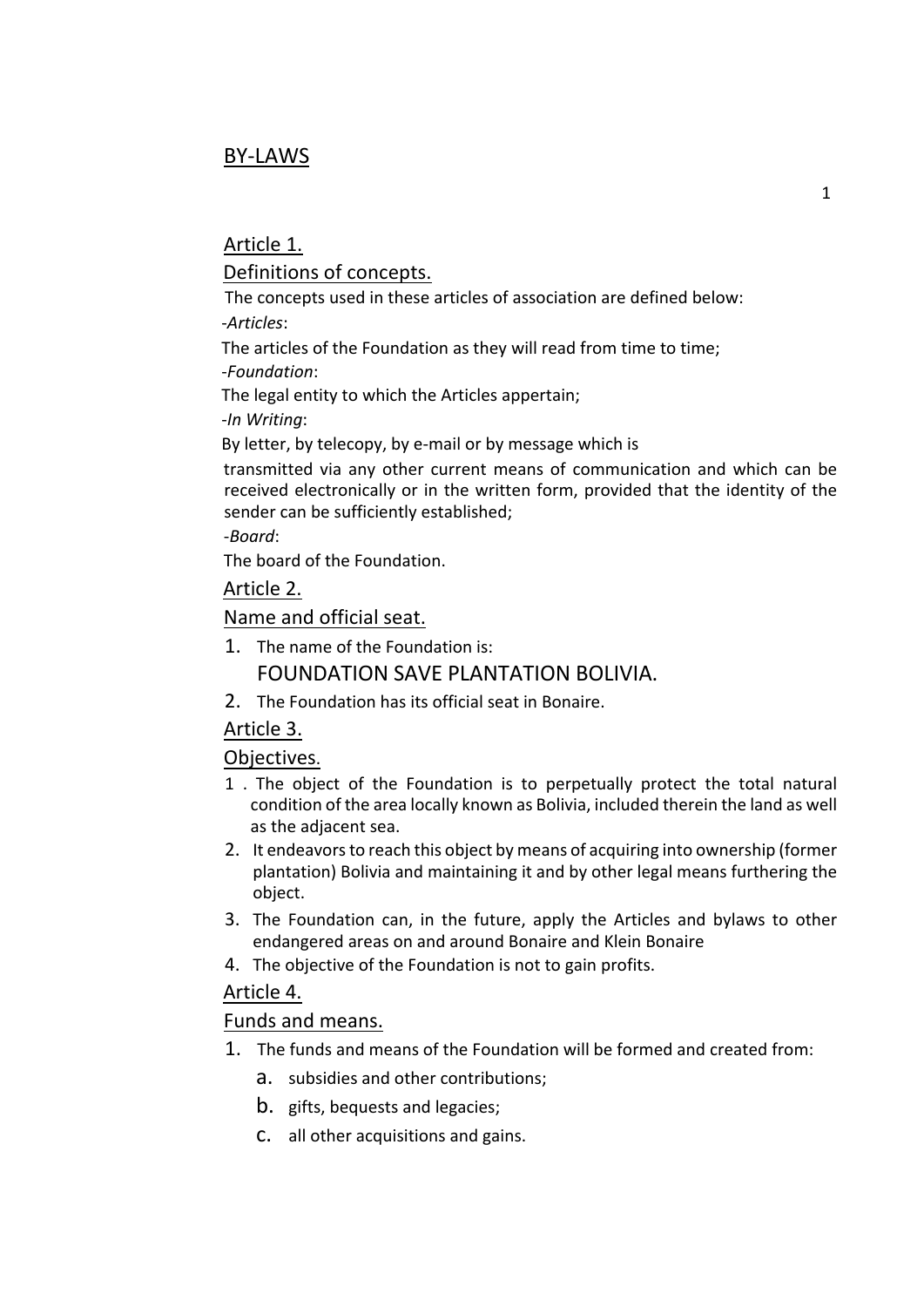# BY-LAWS

## Article 1.

### Definitions of concepts.

The concepts used in these articles of association are defined below:

-*Articles*:

The articles of the Foundation as they will read from time to time;

-*Foundation*:

The legal entity to which the Articles appertain;

-*In Writing*:

By letter, by telecopy, by e-mail or by message which is transmitted via any other current means of communication and which can be received electronically or in the written form, provided that the identity of the sender can be sufficiently established;

-*Board*:

The board of the Foundation.

## Article 2.

### Name and official seat.

1. The name of the Foundation is:
   FOUNDATION SAVE PLANTATION BOLIVIA.
2. The Foundation has its official seat in Bonaire.

## Article 3.

### Objectives.

1. The object of the Foundation is to perpetually protect the total natural condition of the area locally known as Bolivia, included therein the land as well as the adjacent sea.
2. It endeavors to reach this object by means of acquiring into ownership (former plantation) Bolivia and maintaining it and by other legal means furthering the object.
3. The Foundation can, in the future, apply the Articles and bylaws to other endangered areas on and around Bonaire and Klein Bonaire
4. The objective of the Foundation is not to gain profits.

## Article 4.

### Funds and means.

1. The funds and means of the Foundation will be formed and created from:
   a. subsidies and other contributions;
   b. gifts, bequests and legacies;
   c. all other acquisitions and gains.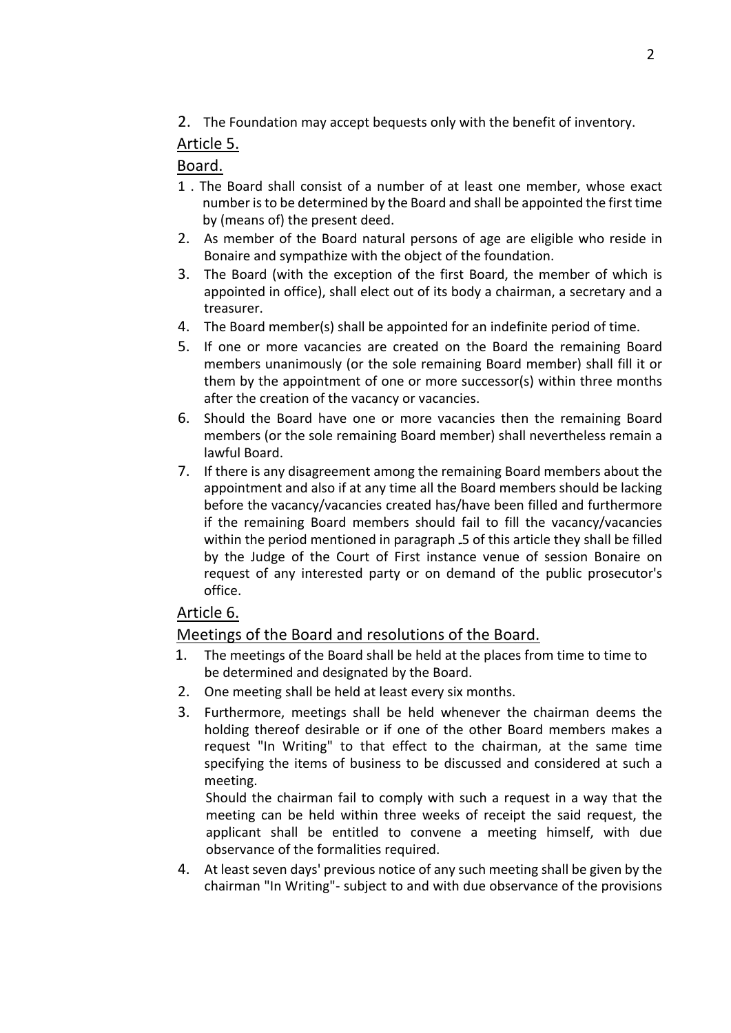2. The Foundation may accept bequests only with the benefit of inventory.

## Article 5.

## Board.

1. The Board shall consist of a number of at least one member, whose exact number is to be determined by the Board and shall be appointed the first time by (means of) the present deed.
2. As member of the Board natural persons of age are eligible who reside in Bonaire and sympathize with the object of the foundation.
3. The Board (with the exception of the first Board, the member of which is appointed in office), shall elect out of its body a chairman, a secretary and a treasurer.
4. The Board member(s) shall be appointed for an indefinite period of time.
5. If one or more vacancies are created on the Board the remaining Board members unanimously (or the sole remaining Board member) shall fill it or them by the appointment of one or more successor(s) within three months after the creation of the vacancy or vacancies.
6. Should the Board have one or more vacancies then the remaining Board members (or the sole remaining Board member) shall nevertheless remain a lawful Board.
7. If there is any disagreement among the remaining Board members about the appointment and also if at any time all the Board members should be lacking before the vacancy/vacancies created has/have been filled and furthermore if the remaining Board members should fail to fill the vacancy/vacancies within the period mentioned in paragraph .5 of this article they shall be filled by the Judge of the Court of First instance venue of session Bonaire on request of any interested party or on demand of the public prosecutor's office.

## Article 6.

## Meetings of the Board and resolutions of the Board.

1. The meetings of the Board shall be held at the places from time to time to be determined and designated by the Board.
2. One meeting shall be held at least every six months.
3. Furthermore, meetings shall be held whenever the chairman deems the holding thereof desirable or if one of the other Board members makes a request "In Writing" to that effect to the chairman, at the same time specifying the items of business to be discussed and considered at such a meeting.

   Should the chairman fail to comply with such a request in a way that the meeting can be held within three weeks of receipt the said request, the applicant shall be entitled to convene a meeting himself, with due observance of the formalities required.
4. At least seven days' previous notice of any such meeting shall be given by the chairman "In Writing"- subject to and with due observance of the provisions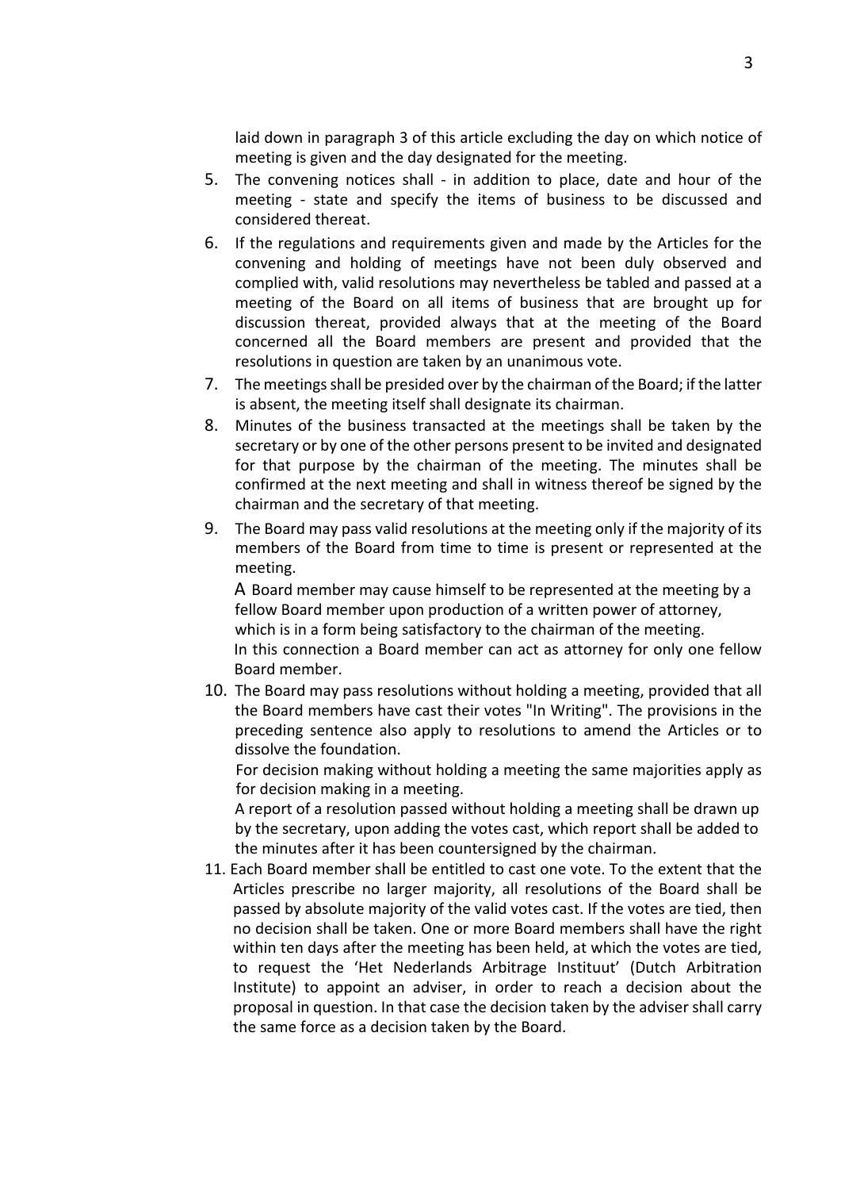laid down in paragraph 3 of this article excluding the day on which notice of meeting is given and the day designated for the meeting.

5. The convening notices shall - in addition to place, date and hour of the meeting - state and specify the items of business to be discussed and considered thereat.
6. If the regulations and requirements given and made by the Articles for the convening and holding of meetings have not been duly observed and complied with, valid resolutions may nevertheless be tabled and passed at a meeting of the Board on all items of business that are brought up for discussion thereat, provided always that at the meeting of the Board concerned all the Board members are present and provided that the resolutions in question are taken by an unanimous vote.
7. The meetings shall be presided over by the chairman of the Board; if the latter is absent, the meeting itself shall designate its chairman.
8. Minutes of the business transacted at the meetings shall be taken by the secretary or by one of the other persons present to be invited and designated for that purpose by the chairman of the meeting. The minutes shall be confirmed at the next meeting and shall in witness thereof be signed by the chairman and the secretary of that meeting.
9. The Board may pass valid resolutions at the meeting only if the majority of its members of the Board from time to time is present or represented at the meeting.

   A Board member may cause himself to be represented at the meeting by a fellow Board member upon production of a written power of attorney, which is in a form being satisfactory to the chairman of the meeting.
   In this connection a Board member can act as attorney for only one fellow Board member.
10. The Board may pass resolutions without holding a meeting, provided that all the Board members have cast their votes "In Writing". The provisions in the preceding sentence also apply to resolutions to amend the Articles or to dissolve the foundation.

    For decision making without holding a meeting the same majorities apply as for decision making in a meeting.

    A report of a resolution passed without holding a meeting shall be drawn up by the secretary, upon adding the votes cast, which report shall be added to the minutes after it has been countersigned by the chairman.
11. Each Board member shall be entitled to cast one vote. To the extent that the Articles prescribe no larger majority, all resolutions of the Board shall be passed by absolute majority of the valid votes cast. If the votes are tied, then no decision shall be taken. One or more Board members shall have the right within ten days after the meeting has been held, at which the votes are tied, to request the 'Het Nederlands Arbitrage Instituut' (Dutch Arbitration Institute) to appoint an adviser, in order to reach a decision about the proposal in question. In that case the decision taken by the adviser shall carry the same force as a decision taken by the Board.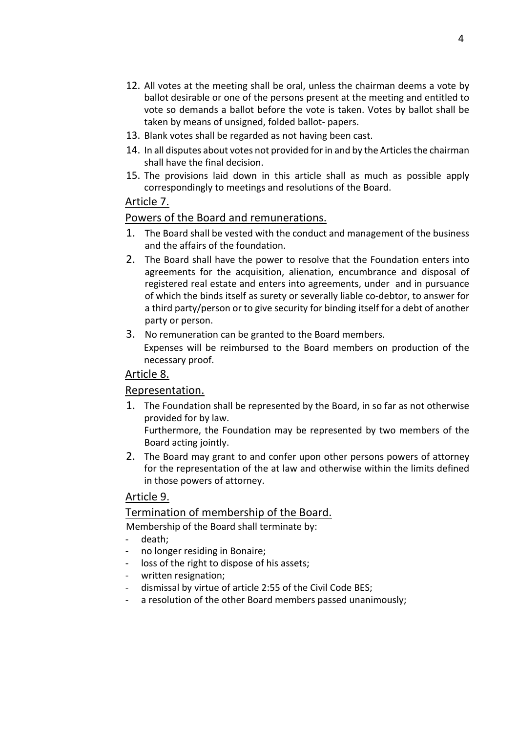12. All votes at the meeting shall be oral, unless the chairman deems a vote by ballot desirable or one of the persons present at the meeting and entitled to vote so demands a ballot before the vote is taken. Votes by ballot shall be taken by means of unsigned, folded ballot- papers.
13. Blank votes shall be regarded as not having been cast.
14. In all disputes about votes not provided for in and by the Articles the chairman shall have the final decision.
15. The provisions laid down in this article shall as much as possible apply correspondingly to meetings and resolutions of the Board.

## Article 7.

## Powers of the Board and remunerations.

1. The Board shall be vested with the conduct and management of the business and the affairs of the foundation.
2. The Board shall have the power to resolve that the Foundation enters into agreements for the acquisition, alienation, encumbrance and disposal of registered real estate and enters into agreements, under and in pursuance of which the binds itself as surety or severally liable co-debtor, to answer for a third party/person or to give security for binding itself for a debt of another party or person.
3. No remuneration can be granted to the Board members.
   Expenses will be reimbursed to the Board members on production of the necessary proof.

## Article 8.

## Representation.

1. The Foundation shall be represented by the Board, in so far as not otherwise provided for by law.
   Furthermore, the Foundation may be represented by two members of the Board acting jointly.
2. The Board may grant to and confer upon other persons powers of attorney for the representation of the at law and otherwise within the limits defined in those powers of attorney.

## Article 9.

## Termination of membership of the Board.

Membership of the Board shall terminate by:

- death;
- no longer residing in Bonaire;
- loss of the right to dispose of his assets;
- written resignation;
- dismissal by virtue of article 2:55 of the Civil Code BES;
- a resolution of the other Board members passed unanimously;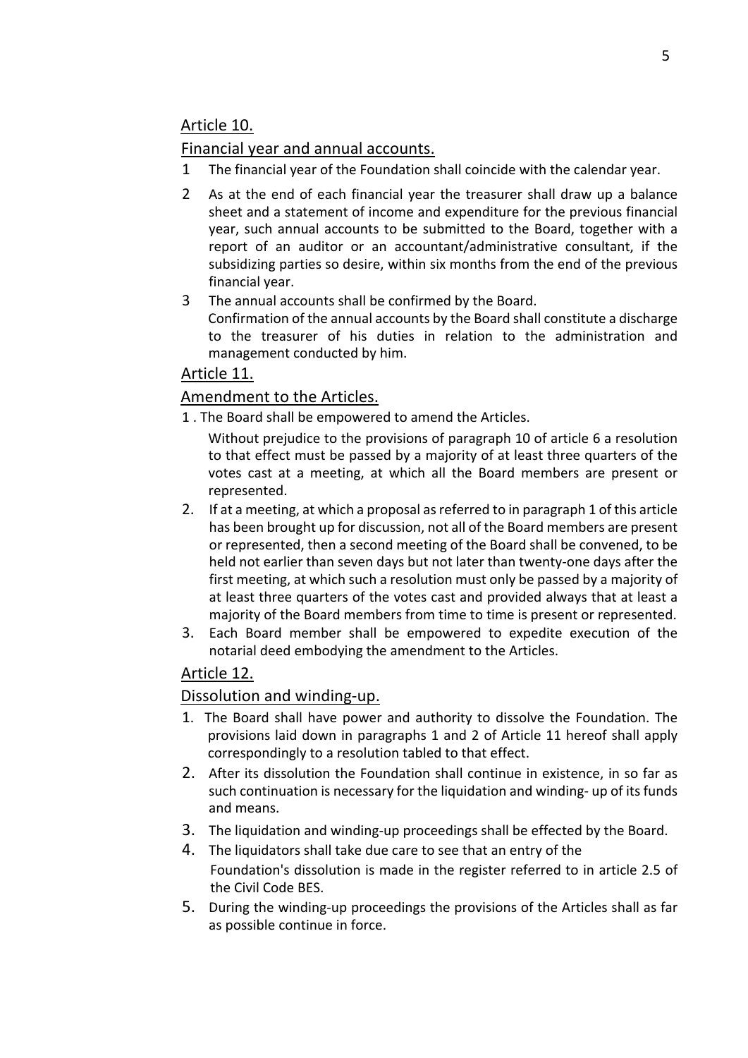## Article 10.

## Financial year and annual accounts.

1 The financial year of the Foundation shall coincide with the calendar year.

2 As at the end of each financial year the treasurer shall draw up a balance sheet and a statement of income and expenditure for the previous financial year, such annual accounts to be submitted to the Board, together with a report of an auditor or an accountant/administrative consultant, if the subsidizing parties so desire, within six months from the end of the previous financial year.

3 The annual accounts shall be confirmed by the Board.
Confirmation of the annual accounts by the Board shall constitute a discharge to the treasurer of his duties in relation to the administration and management conducted by him.

## Article 11.

## Amendment to the Articles.

1 . The Board shall be empowered to amend the Articles.
Without prejudice to the provisions of paragraph 10 of article 6 a resolution to that effect must be passed by a majority of at least three quarters of the votes cast at a meeting, at which all the Board members are present or represented.

2. If at a meeting, at which a proposal as referred to in paragraph 1 of this article has been brought up for discussion, not all of the Board members are present or represented, then a second meeting of the Board shall be convened, to be held not earlier than seven days but not later than twenty-one days after the first meeting, at which such a resolution must only be passed by a majority of at least three quarters of the votes cast and provided always that at least a majority of the Board members from time to time is present or represented.

3. Each Board member shall be empowered to expedite execution of the notarial deed embodying the amendment to the Articles.

## Article 12.

## Dissolution and winding-up.

1. The Board shall have power and authority to dissolve the Foundation. The provisions laid down in paragraphs 1 and 2 of Article 11 hereof shall apply correspondingly to a resolution tabled to that effect.

2. After its dissolution the Foundation shall continue in existence, in so far as such continuation is necessary for the liquidation and winding- up of its funds and means.

3. The liquidation and winding-up proceedings shall be effected by the Board.

4. The liquidators shall take due care to see that an entry of the Foundation's dissolution is made in the register referred to in article 2.5 of the Civil Code BES.

5. During the winding-up proceedings the provisions of the Articles shall as far as possible continue in force.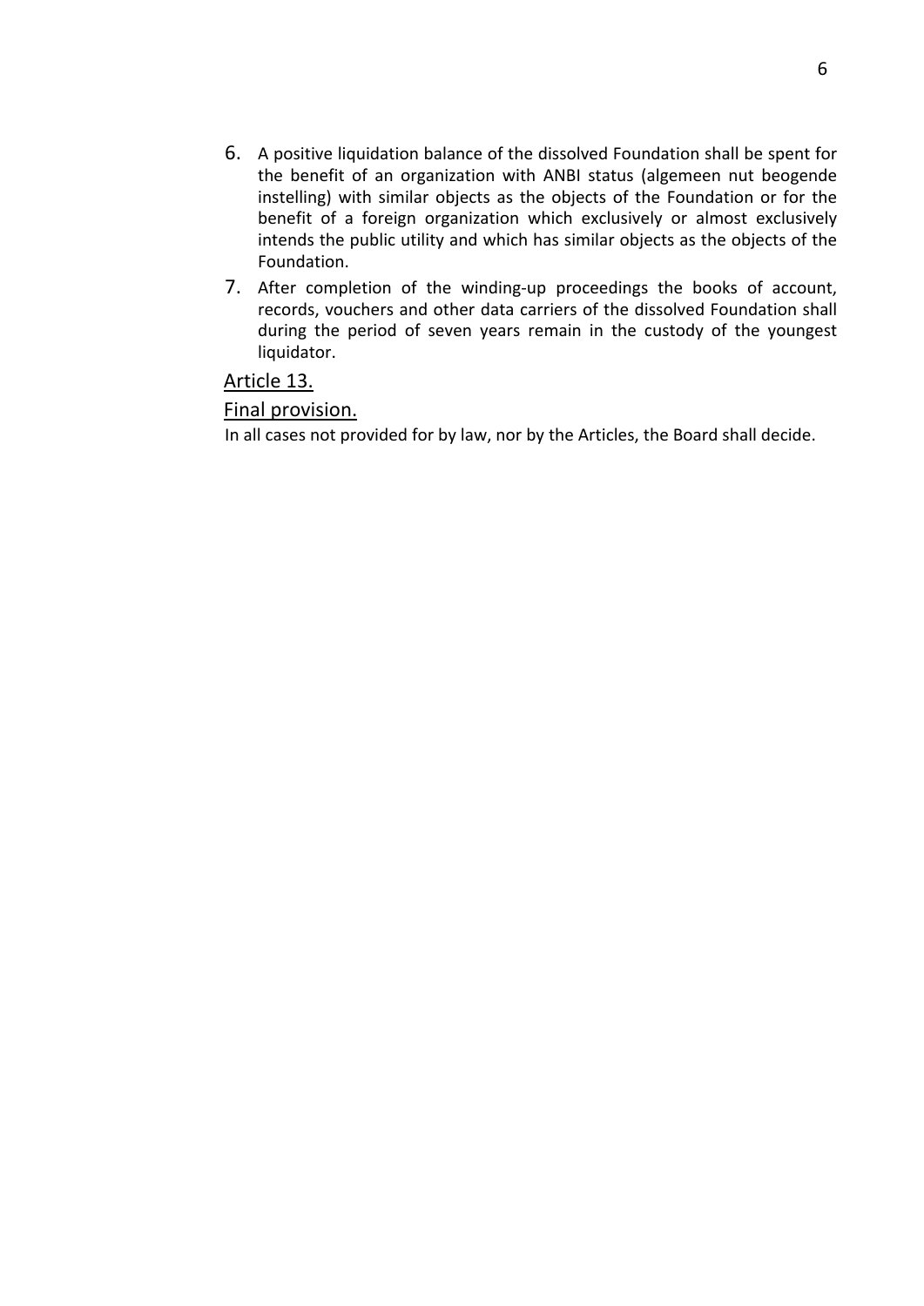6. A positive liquidation balance of the dissolved Foundation shall be spent for the benefit of an organization with ANBI status (algemeen nut beogende instelling) with similar objects as the objects of the Foundation or for the benefit of a foreign organization which exclusively or almost exclusively intends the public utility and which has similar objects as the objects of the Foundation.
7. After completion of the winding-up proceedings the books of account, records, vouchers and other data carriers of the dissolved Foundation shall during the period of seven years remain in the custody of the youngest liquidator.

## Article 13.

## Final provision.

In all cases not provided for by law, nor by the Articles, the Board shall decide.